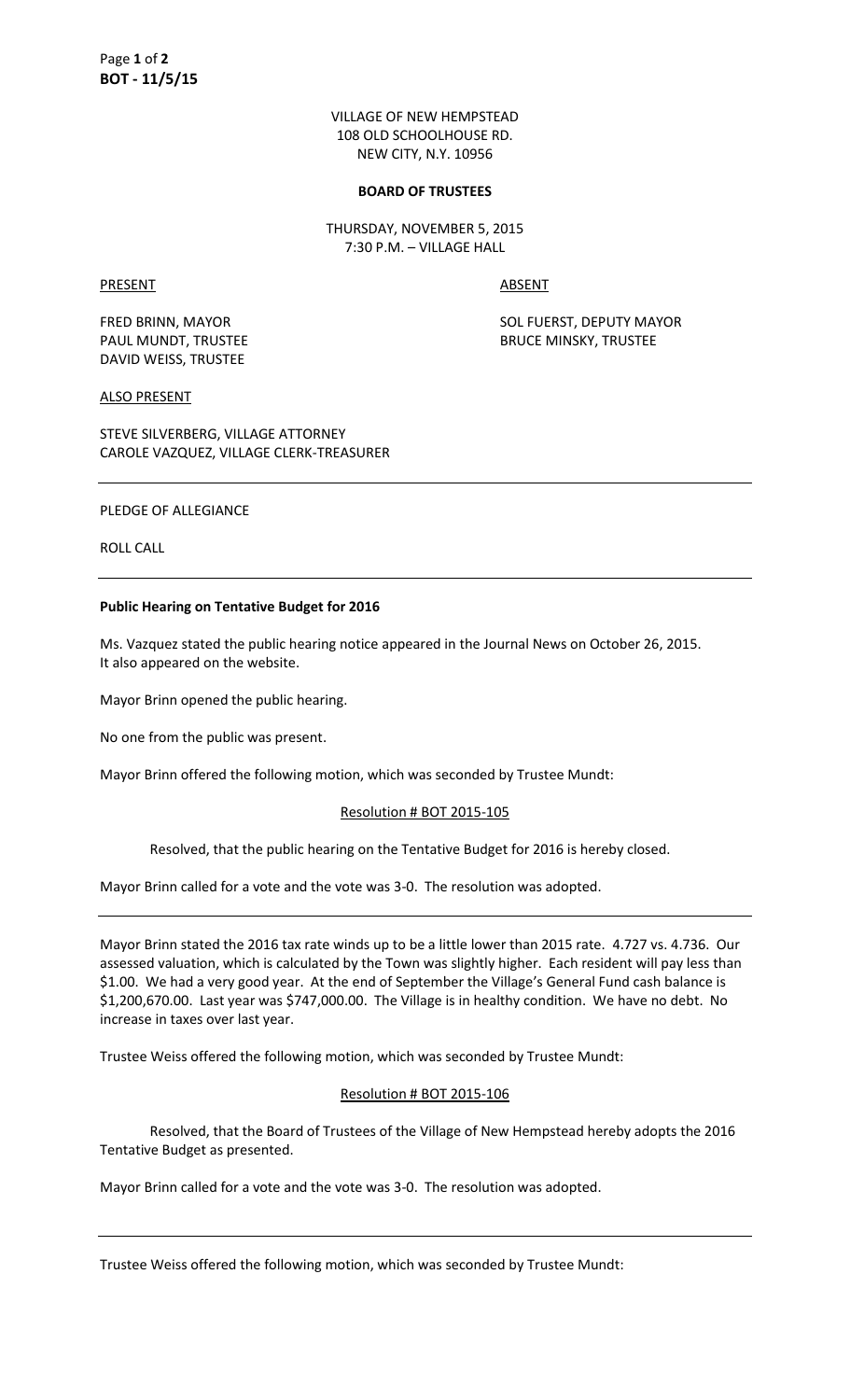VILLAGE OF NEW HEMPSTEAD
108 OLD SCHOOLHOUSE RD.
NEW CITY, N.Y. 10956

**BOARD OF TRUSTEES**

THURSDAY, NOVEMBER 5, 2015
7:30 P.M. – VILLAGE HALL

| PRESENT | ABSENT |
|---|---|
| FRED BRINN, MAYOR | SOL FUERST, DEPUTY MAYOR |
| PAUL MUNDT, TRUSTEE | BRUCE MINSKY, TRUSTEE |
| DAVID WEISS, TRUSTEE | |

ALSO PRESENT

STEVE SILVERBERG, VILLAGE ATTORNEY
CAROLE VAZQUEZ, VILLAGE CLERK-TREASURER

---

PLEDGE OF ALLEGIANCE

ROLL CALL

---

**Public Hearing on Tentative Budget for 2016**

Ms. Vazquez stated the public hearing notice appeared in the Journal News on October 26, 2015. It also appeared on the website.

Mayor Brinn opened the public hearing.

No one from the public was present.

Mayor Brinn offered the following motion, which was seconded by Trustee Mundt:

Resolution # BOT 2015-105

Resolved, that the public hearing on the Tentative Budget for 2016 is hereby closed.

Mayor Brinn called for a vote and the vote was 3-0. The resolution was adopted.

---

Mayor Brinn stated the 2016 tax rate winds up to be a little lower than 2015 rate. 4.727 vs. 4.736. Our assessed valuation, which is calculated by the Town was slightly higher. Each resident will pay less than $1.00. We had a very good year. At the end of September the Village's General Fund cash balance is $1,200,670.00. Last year was $747,000.00. The Village is in healthy condition. We have no debt. No increase in taxes over last year.

Trustee Weiss offered the following motion, which was seconded by Trustee Mundt:

Resolution # BOT 2015-106

Resolved, that the Board of Trustees of the Village of New Hempstead hereby adopts the 2016 Tentative Budget as presented.

Mayor Brinn called for a vote and the vote was 3-0. The resolution was adopted.

---

Trustee Weiss offered the following motion, which was seconded by Trustee Mundt: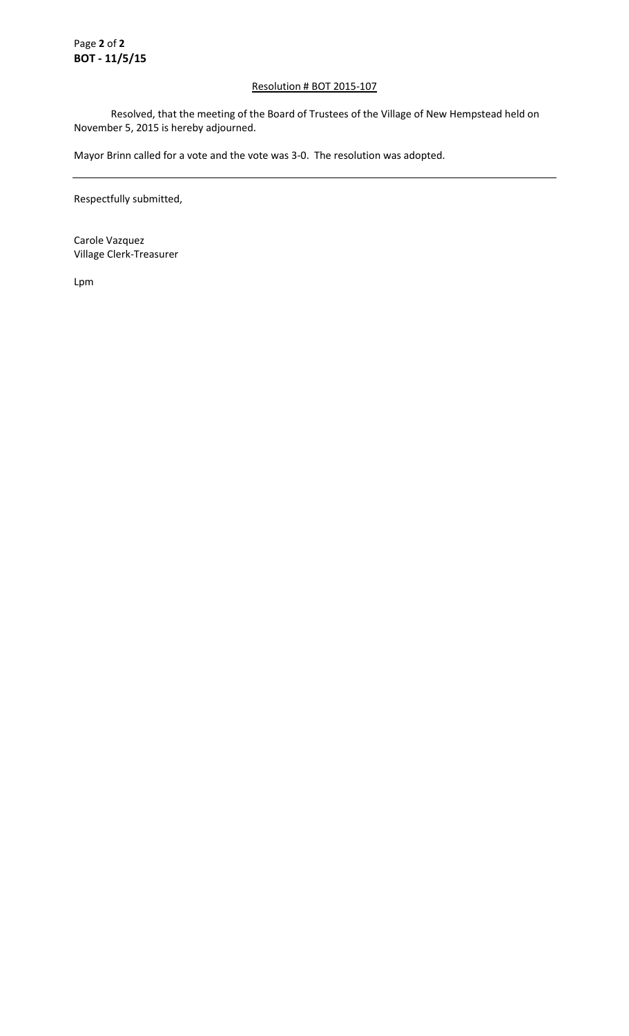Resolution # BOT 2015-107

Resolved, that the meeting of the Board of Trustees of the Village of New Hempstead held on November 5, 2015 is hereby adjourned.

Mayor Brinn called for a vote and the vote was 3-0. The resolution was adopted.

---

Respectfully submitted,

Carole Vazquez
Village Clerk-Treasurer

Lpm